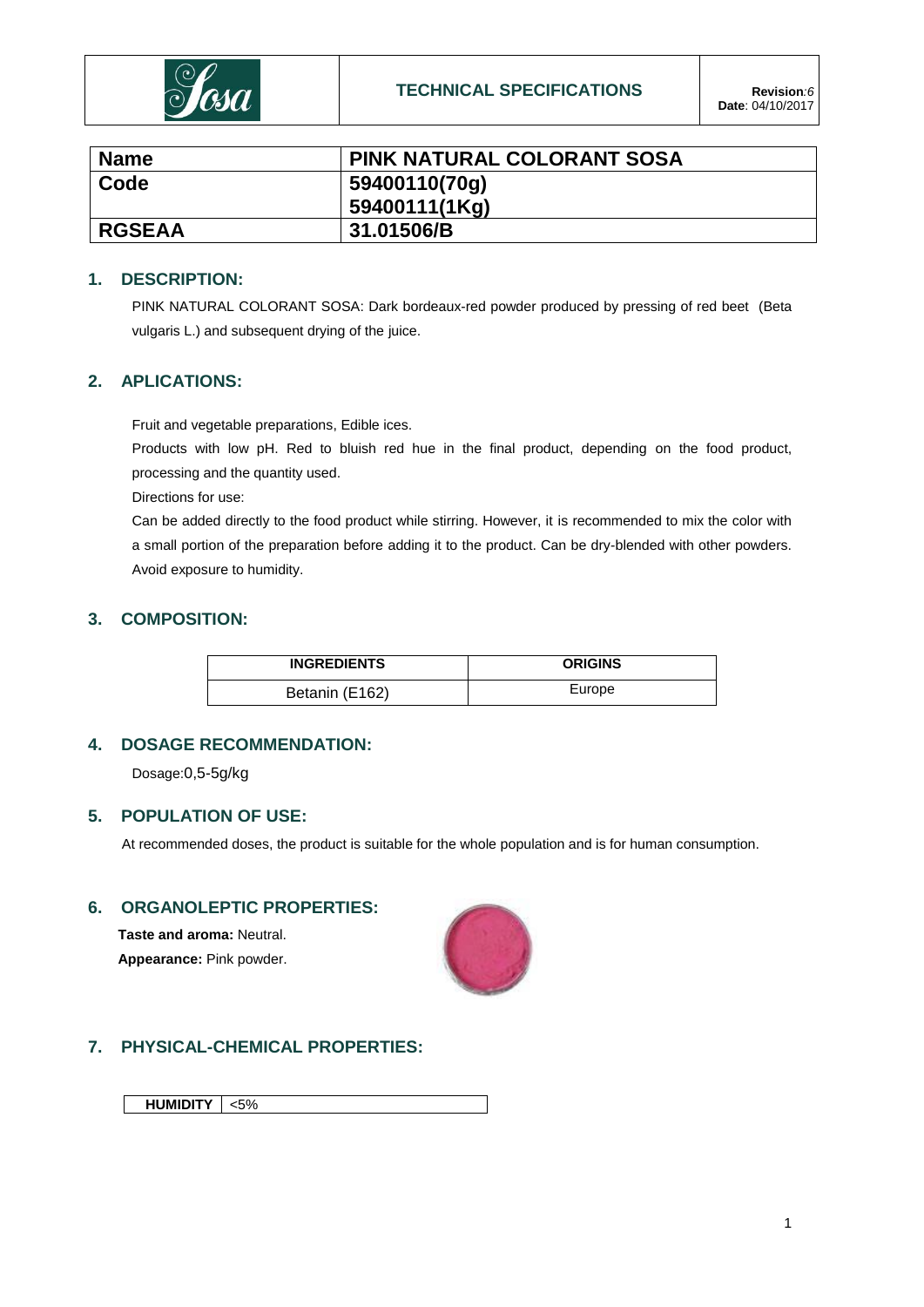| Sosa | TECHNICAL SPECIFICATIONS | **Revision**:*6* **Date**: 04/10/2017 |
|---|---|---|

| **Name** | **PINK NATURAL COLORANT SOSA** |
|---|---|
| **Code** | **59400110(70g)** **59400111(1Kg)** |
| **RGSEAA** | **31.01506/B** |

## 1. DESCRIPTION:

PINK NATURAL COLORANT SOSA: Dark bordeaux-red powder produced by pressing of red beet (Beta vulgaris L.) and subsequent drying of the juice.

## 2. APLICATIONS:

Fruit and vegetable preparations, Edible ices.

Products with low pH. Red to bluish red hue in the final product, depending on the food product, processing and the quantity used.

Directions for use:

Can be added directly to the food product while stirring. However, it is recommended to mix the color with a small portion of the preparation before adding it to the product. Can be dry-blended with other powders. Avoid exposure to humidity.

## 3. COMPOSITION:

| INGREDIENTS | ORIGINS |
|---|---|
| Betanin (E162) | Europe |

## 4. DOSAGE RECOMMENDATION:

Dosage:0,5-5g/kg

## 5. POPULATION OF USE:

At recommended doses, the product is suitable for the whole population and is for human consumption.

## 6. ORGANOLEPTIC PROPERTIES:

**Taste and aroma:** Neutral.

**Appearance:** Pink powder.

## 7. PHYSICAL-CHEMICAL PROPERTIES:

| HUMIDITY | <5% |
|---|---|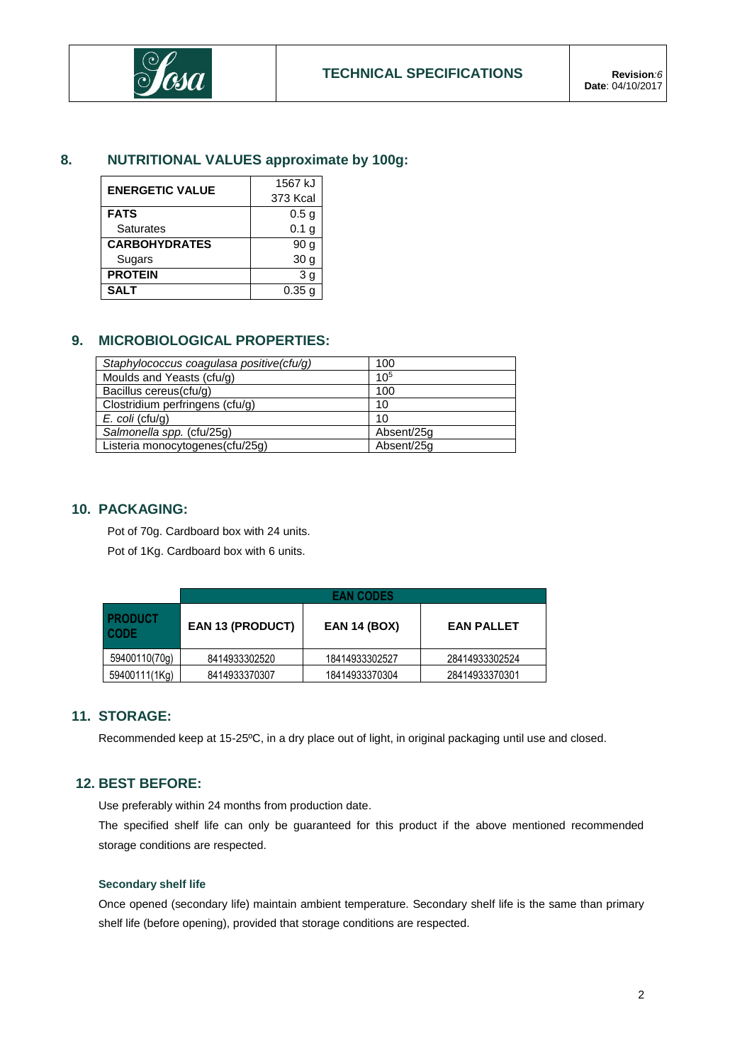## 8. NUTRITIONAL VALUES approximate by 100g:

| ENERGETIC VALUE | 1567 kJ<br>373 Kcal |
|---|---|
| **FATS** | 0.5 g |
| Saturates | 0.1 g |
| **CARBOHYDRATES** | 90 g |
| Sugars | 30 g |
| **PROTEIN** | 3 g |
| **SALT** | 0.35 g |

## 9. MICROBIOLOGICAL PROPERTIES:

| | |
|---|---|
| *Staphylococcus coagulasa positive(cfu/g)* | 100 |
| Moulds and Yeasts (cfu/g) | $10^5$ |
| Bacillus cereus(cfu/g) | 100 |
| Clostridium perfringens (cfu/g) | 10 |
| *E. coli* (cfu/g) | 10 |
| *Salmonella spp.* (cfu/25g) | Absent/25g |
| Listeria monocytogenes(cfu/25g) | Absent/25g |

## 10. PACKAGING:

Pot of 70g. Cardboard box with 24 units.

Pot of 1Kg. Cardboard box with 6 units.

| | EAN CODES | | |
|---|---|---|---|
| **PRODUCT CODE** | **EAN 13 (PRODUCT)** | **EAN 14 (BOX)** | **EAN PALLET** |
| 59400110(70g) | 8414933302520 | 18414933302527 | 28414933302524 |
| 59400111(1Kg) | 8414933370307 | 18414933370304 | 28414933370301 |

## 11. STORAGE:

Recommended keep at 15-25ºC, in a dry place out of light, in original packaging until use and closed.

## 12. BEST BEFORE:

Use preferably within 24 months from production date.

The specified shelf life can only be guaranteed for this product if the above mentioned recommended storage conditions are respected.

#### Secondary shelf life

Once opened (secondary life) maintain ambient temperature. Secondary shelf life is the same than primary shelf life (before opening), provided that storage conditions are respected.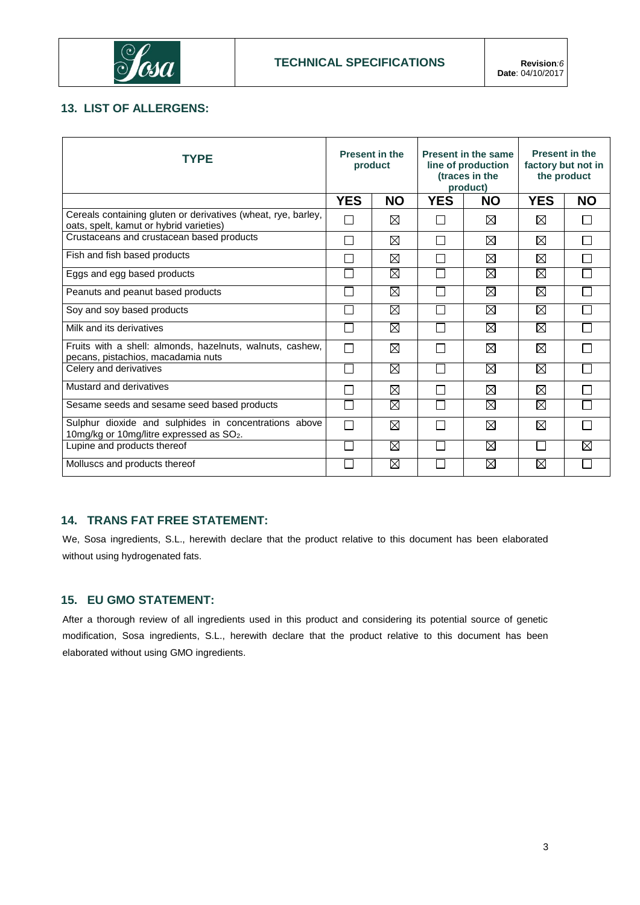## 13. LIST OF ALLERGENS:

| TYPE | Present in the product | | Present in the same line of production (traces in the product) | | Present in the factory but not in the product | |
|---|---|---|---|---|---|---|
| | YES | NO | YES | NO | YES | NO |
| Cereals containing gluten or derivatives (wheat, rye, barley, oats, spelt, kamut or hybrid varieties) | ☐ | ☒ | ☐ | ☒ | ☒ | ☐ |
| Crustaceans and crustacean based products | ☐ | ☒ | ☐ | ☒ | ☒ | ☐ |
| Fish and fish based products | ☐ | ☒ | ☐ | ☒ | ☒ | ☐ |
| Eggs and egg based products | ☐ | ☒ | ☐ | ☒ | ☒ | ☐ |
| Peanuts and peanut based products | ☐ | ☒ | ☐ | ☒ | ☒ | ☐ |
| Soy and soy based products | ☐ | ☒ | ☐ | ☒ | ☒ | ☐ |
| Milk and its derivatives | ☐ | ☒ | ☐ | ☒ | ☒ | ☐ |
| Fruits with a shell: almonds, hazelnuts, walnuts, cashew, pecans, pistachios, macadamia nuts | ☐ | ☒ | ☐ | ☒ | ☒ | ☐ |
| Celery and derivatives | ☐ | ☒ | ☐ | ☒ | ☒ | ☐ |
| Mustard and derivatives | ☐ | ☒ | ☐ | ☒ | ☒ | ☐ |
| Sesame seeds and sesame seed based products | ☐ | ☒ | ☐ | ☒ | ☒ | ☐ |
| Sulphur dioxide and sulphides in concentrations above 10mg/kg or 10mg/litre expressed as $SO_2$. | ☐ | ☒ | ☐ | ☒ | ☒ | ☐ |
| Lupine and products thereof | ☐ | ☒ | ☐ | ☒ | ☐ | ☒ |
| Molluscs and products thereof | ☐ | ☒ | ☐ | ☒ | ☒ | ☐ |

## 14. TRANS FAT FREE STATEMENT:

We, Sosa ingredients, S.L., herewith declare that the product relative to this document has been elaborated without using hydrogenated fats.

## 15. EU GMO STATEMENT:

After a thorough review of all ingredients used in this product and considering its potential source of genetic modification, Sosa ingredients, S.L., herewith declare that the product relative to this document has been elaborated without using GMO ingredients.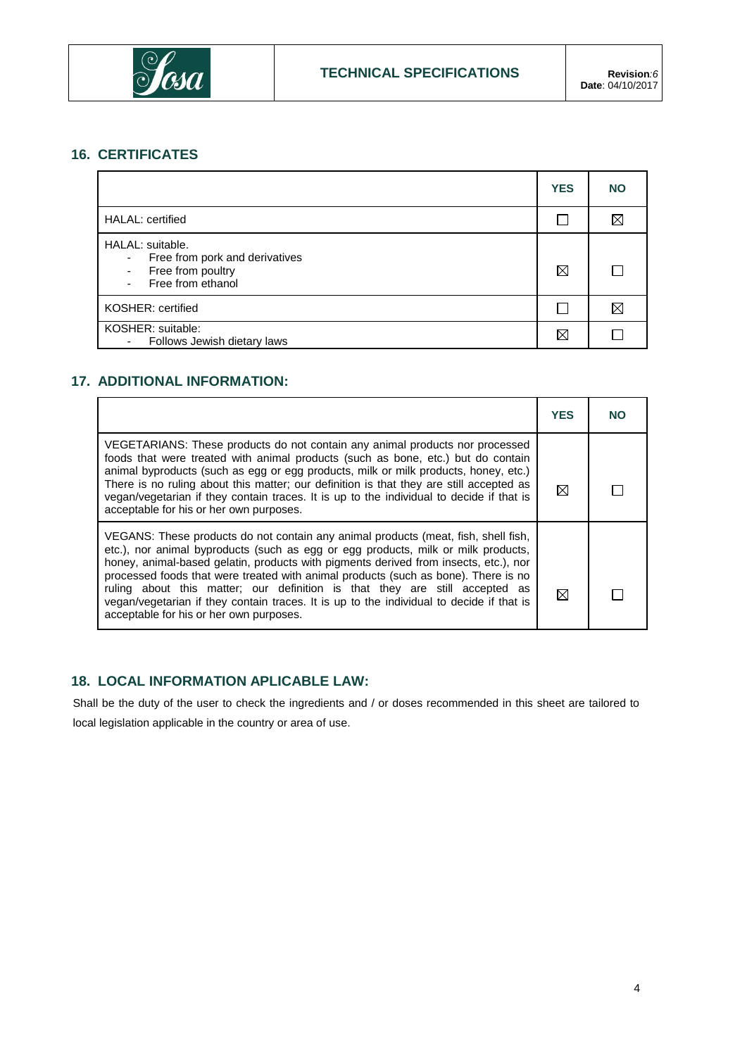## 16. CERTIFICATES

| | YES | NO |
|---|---|---|
| HALAL: certified | ☐ | ☒ |
| HALAL: suitable.<br>- Free from pork and derivatives<br>- Free from poultry<br>- Free from ethanol | ☒ | ☐ |
| KOSHER: certified | ☐ | ☒ |
| KOSHER: suitable:<br>- Follows Jewish dietary laws | ☒ | ☐ |

## 17. ADDITIONAL INFORMATION:

| | YES | NO |
|---|---|---|
| VEGETARIANS: These products do not contain any animal products nor processed foods that were treated with animal products (such as bone, etc.) but do contain animal byproducts (such as egg or egg products, milk or milk products, honey, etc.) There is no ruling about this matter; our definition is that they are still accepted as vegan/vegetarian if they contain traces. It is up to the individual to decide if that is acceptable for his or her own purposes. | ☒ | ☐ |
| VEGANS: These products do not contain any animal products (meat, fish, shell fish, etc.), nor animal byproducts (such as egg or egg products, milk or milk products, honey, animal-based gelatin, products with pigments derived from insects, etc.), nor processed foods that were treated with animal products (such as bone). There is no ruling about this matter; our definition is that they are still accepted as vegan/vegetarian if they contain traces. It is up to the individual to decide if that is acceptable for his or her own purposes. | ☒ | ☐ |

## 18. LOCAL INFORMATION APLICABLE LAW:

Shall be the duty of the user to check the ingredients and / or doses recommended in this sheet are tailored to local legislation applicable in the country or area of use.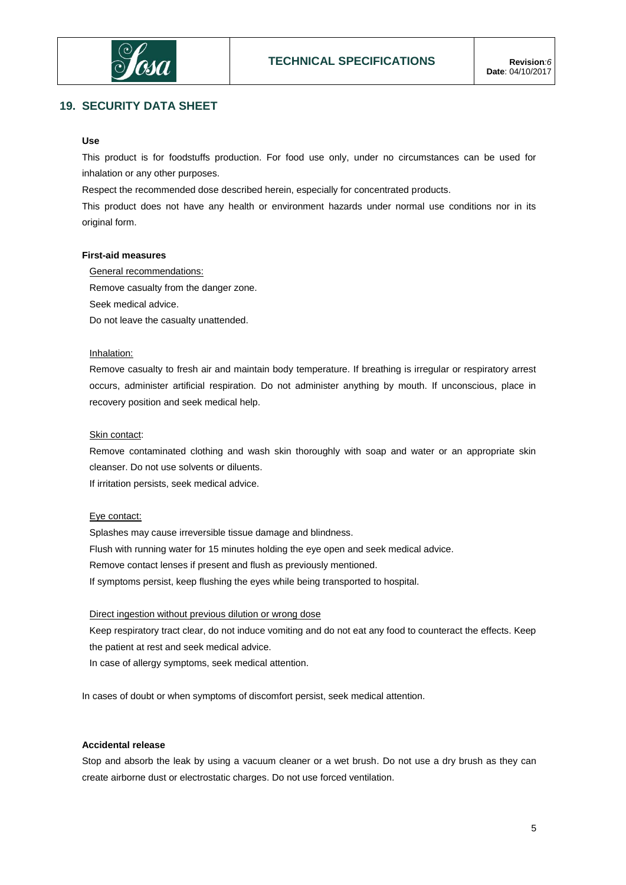## 19. SECURITY DATA SHEET

**Use**

This product is for foodstuffs production. For food use only, under no circumstances can be used for inhalation or any other purposes.

Respect the recommended dose described herein, especially for concentrated products.

This product does not have any health or environment hazards under normal use conditions nor in its original form.

**First-aid measures**

General recommendations:

Remove casualty from the danger zone.

Seek medical advice.

Do not leave the casualty unattended.

Inhalation:

Remove casualty to fresh air and maintain body temperature. If breathing is irregular or respiratory arrest occurs, administer artificial respiration. Do not administer anything by mouth. If unconscious, place in recovery position and seek medical help.

Skin contact:

Remove contaminated clothing and wash skin thoroughly with soap and water or an appropriate skin cleanser. Do not use solvents or diluents.

If irritation persists, seek medical advice.

Eye contact:

Splashes may cause irreversible tissue damage and blindness.

Flush with running water for 15 minutes holding the eye open and seek medical advice.

Remove contact lenses if present and flush as previously mentioned.

If symptoms persist, keep flushing the eyes while being transported to hospital.

Direct ingestion without previous dilution or wrong dose

Keep respiratory tract clear, do not induce vomiting and do not eat any food to counteract the effects. Keep the patient at rest and seek medical advice.

In case of allergy symptoms, seek medical attention.

In cases of doubt or when symptoms of discomfort persist, seek medical attention.

**Accidental release**

Stop and absorb the leak by using a vacuum cleaner or a wet brush. Do not use a dry brush as they can create airborne dust or electrostatic charges. Do not use forced ventilation.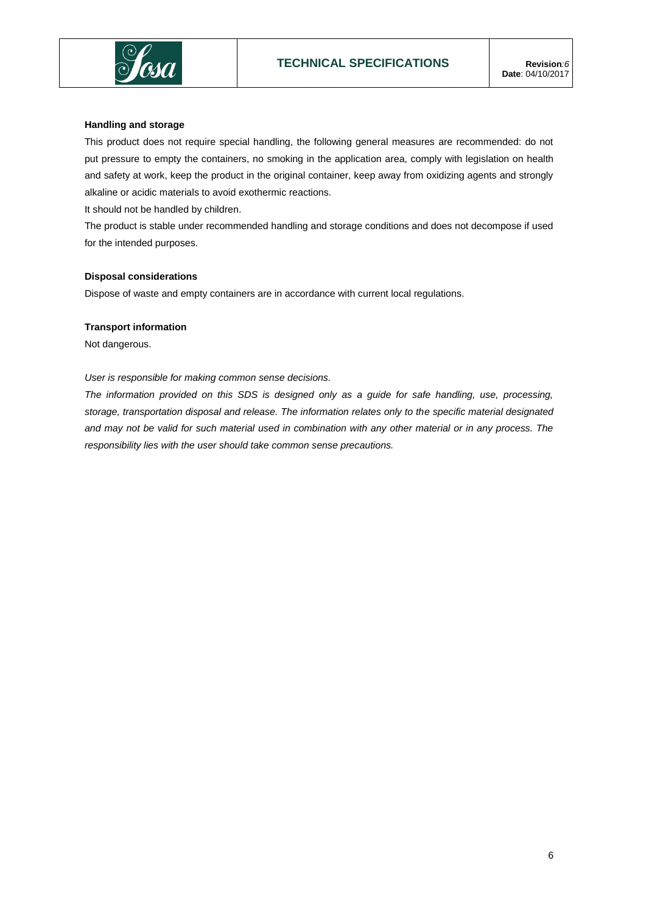**Handling and storage**

This product does not require special handling, the following general measures are recommended: do not put pressure to empty the containers, no smoking in the application area, comply with legislation on health and safety at work, keep the product in the original container, keep away from oxidizing agents and strongly alkaline or acidic materials to avoid exothermic reactions.

It should not be handled by children.

The product is stable under recommended handling and storage conditions and does not decompose if used for the intended purposes.

**Disposal considerations**

Dispose of waste and empty containers are in accordance with current local regulations.

**Transport information**

Not dangerous.

*User is responsible for making common sense decisions.*

*The information provided on this SDS is designed only as a guide for safe handling, use, processing, storage, transportation disposal and release. The information relates only to the specific material designated and may not be valid for such material used in combination with any other material or in any process. The responsibility lies with the user should take common sense precautions.*